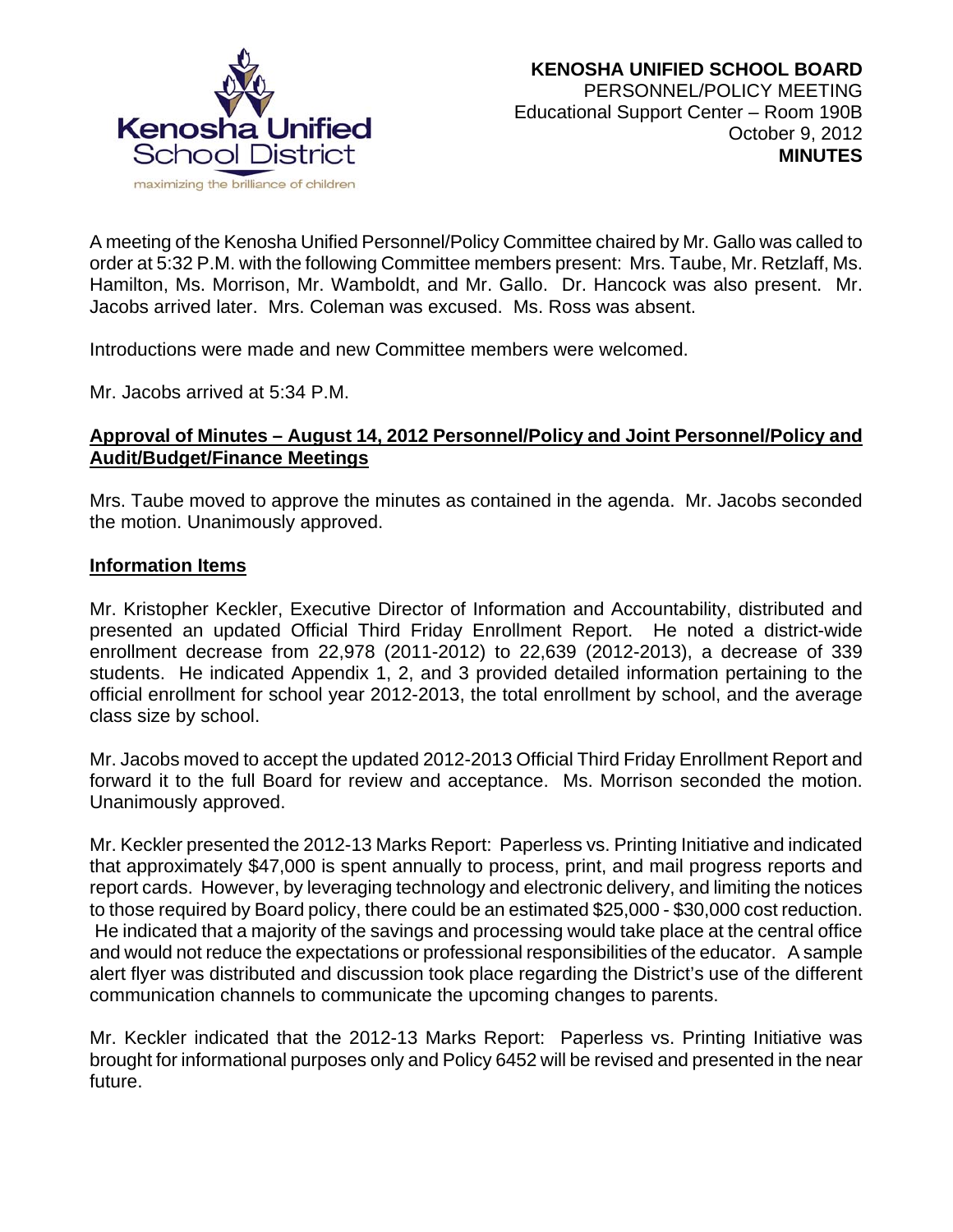**KENOSHA UNIFIED SCHOOL BOARD**
PERSONNEL/POLICY MEETING
Educational Support Center – Room 190B
October 9, 2012
**MINUTES**

A meeting of the Kenosha Unified Personnel/Policy Committee chaired by Mr. Gallo was called to order at 5:32 P.M. with the following Committee members present: Mrs. Taube, Mr. Retzlaff, Ms. Hamilton, Ms. Morrison, Mr. Wamboldt, and Mr. Gallo. Dr. Hancock was also present. Mr. Jacobs arrived later. Mrs. Coleman was excused. Ms. Ross was absent.

Introductions were made and new Committee members were welcomed.

Mr. Jacobs arrived at 5:34 P.M.

**Approval of Minutes – August 14, 2012 Personnel/Policy and Joint Personnel/Policy and Audit/Budget/Finance Meetings**

Mrs. Taube moved to approve the minutes as contained in the agenda. Mr. Jacobs seconded the motion. Unanimously approved.

**Information Items**

Mr. Kristopher Keckler, Executive Director of Information and Accountability, distributed and presented an updated Official Third Friday Enrollment Report. He noted a district-wide enrollment decrease from 22,978 (2011-2012) to 22,639 (2012-2013), a decrease of 339 students. He indicated Appendix 1, 2, and 3 provided detailed information pertaining to the official enrollment for school year 2012-2013, the total enrollment by school, and the average class size by school.

Mr. Jacobs moved to accept the updated 2012-2013 Official Third Friday Enrollment Report and forward it to the full Board for review and acceptance. Ms. Morrison seconded the motion. Unanimously approved.

Mr. Keckler presented the 2012-13 Marks Report: Paperless vs. Printing Initiative and indicated that approximately $47,000 is spent annually to process, print, and mail progress reports and report cards. However, by leveraging technology and electronic delivery, and limiting the notices to those required by Board policy, there could be an estimated $25,000 - $30,000 cost reduction. He indicated that a majority of the savings and processing would take place at the central office and would not reduce the expectations or professional responsibilities of the educator. A sample alert flyer was distributed and discussion took place regarding the District's use of the different communication channels to communicate the upcoming changes to parents.

Mr. Keckler indicated that the 2012-13 Marks Report: Paperless vs. Printing Initiative was brought for informational purposes only and Policy 6452 will be revised and presented in the near future.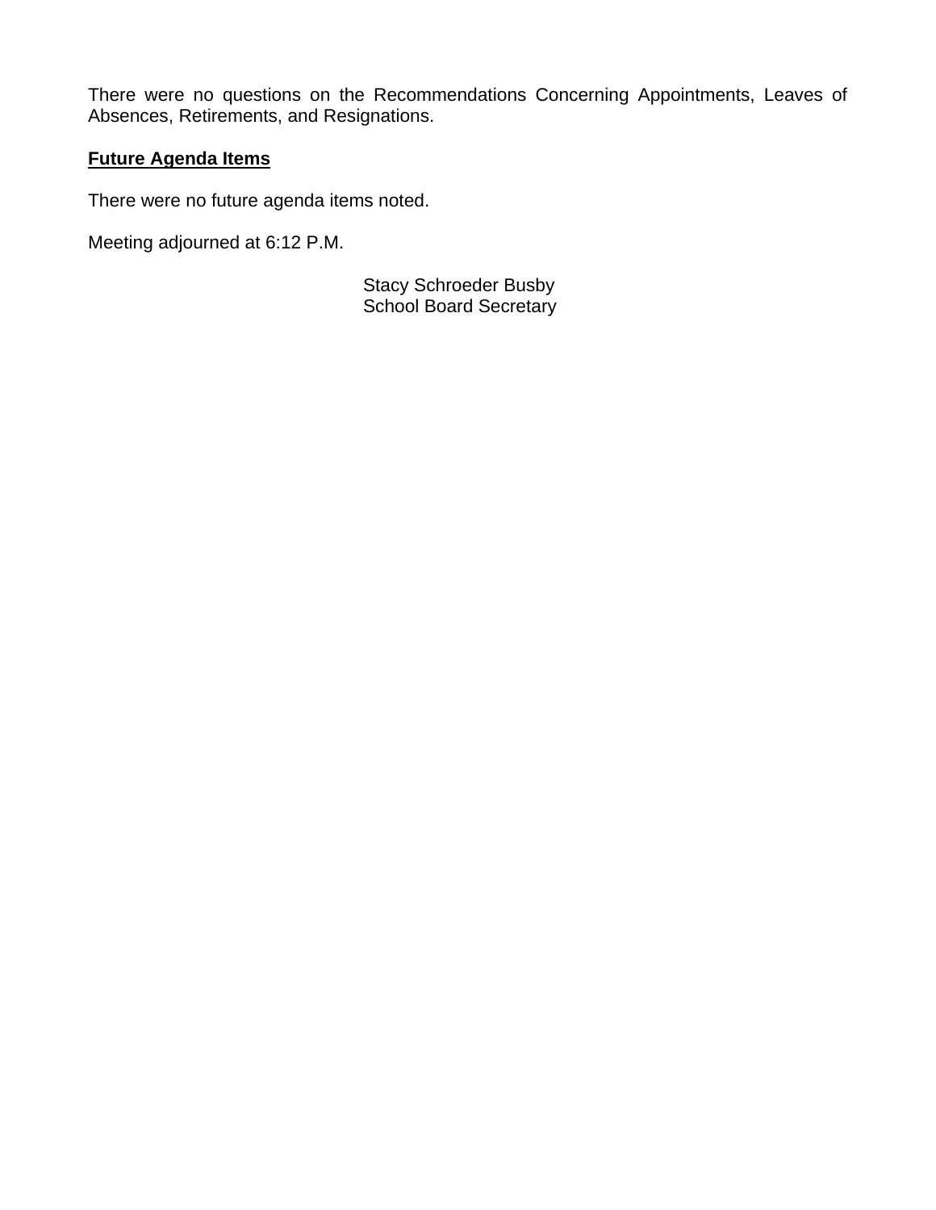There were no questions on the Recommendations Concerning Appointments, Leaves of Absences, Retirements, and Resignations.

**Future Agenda Items**

There were no future agenda items noted.

Meeting adjourned at 6:12 P.M.

Stacy Schroeder Busby
School Board Secretary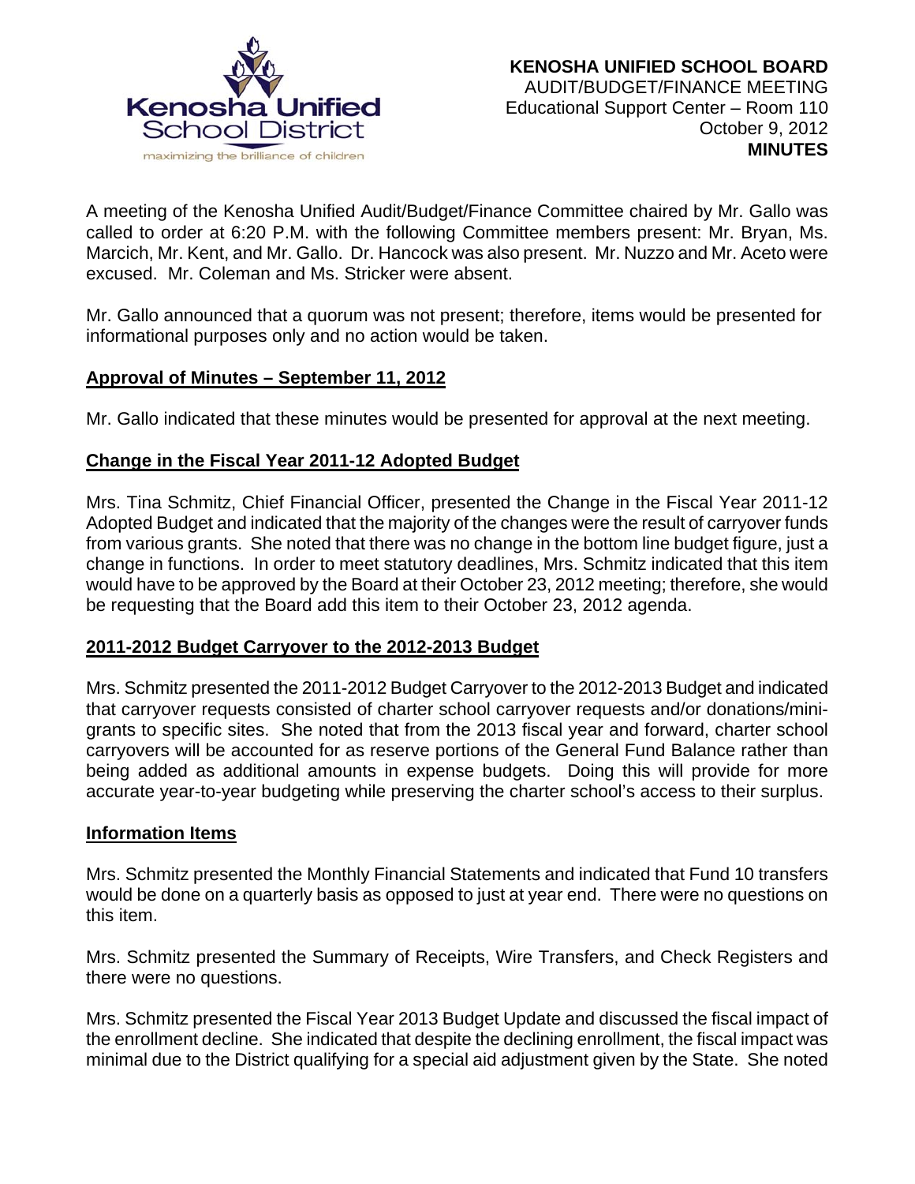**KENOSHA UNIFIED SCHOOL BOARD**
AUDIT/BUDGET/FINANCE MEETING
Educational Support Center – Room 110
October 9, 2012
**MINUTES**

A meeting of the Kenosha Unified Audit/Budget/Finance Committee chaired by Mr. Gallo was called to order at 6:20 P.M. with the following Committee members present: Mr. Bryan, Ms. Marcich, Mr. Kent, and Mr. Gallo. Dr. Hancock was also present. Mr. Nuzzo and Mr. Aceto were excused. Mr. Coleman and Ms. Stricker were absent.

Mr. Gallo announced that a quorum was not present; therefore, items would be presented for informational purposes only and no action would be taken.

**Approval of Minutes – September 11, 2012**

Mr. Gallo indicated that these minutes would be presented for approval at the next meeting.

**Change in the Fiscal Year 2011-12 Adopted Budget**

Mrs. Tina Schmitz, Chief Financial Officer, presented the Change in the Fiscal Year 2011-12 Adopted Budget and indicated that the majority of the changes were the result of carryover funds from various grants. She noted that there was no change in the bottom line budget figure, just a change in functions. In order to meet statutory deadlines, Mrs. Schmitz indicated that this item would have to be approved by the Board at their October 23, 2012 meeting; therefore, she would be requesting that the Board add this item to their October 23, 2012 agenda.

**2011-2012 Budget Carryover to the 2012-2013 Budget**

Mrs. Schmitz presented the 2011-2012 Budget Carryover to the 2012-2013 Budget and indicated that carryover requests consisted of charter school carryover requests and/or donations/mini-grants to specific sites. She noted that from the 2013 fiscal year and forward, charter school carryovers will be accounted for as reserve portions of the General Fund Balance rather than being added as additional amounts in expense budgets. Doing this will provide for more accurate year-to-year budgeting while preserving the charter school's access to their surplus.

**Information Items**

Mrs. Schmitz presented the Monthly Financial Statements and indicated that Fund 10 transfers would be done on a quarterly basis as opposed to just at year end. There were no questions on this item.

Mrs. Schmitz presented the Summary of Receipts, Wire Transfers, and Check Registers and there were no questions.

Mrs. Schmitz presented the Fiscal Year 2013 Budget Update and discussed the fiscal impact of the enrollment decline. She indicated that despite the declining enrollment, the fiscal impact was minimal due to the District qualifying for a special aid adjustment given by the State. She noted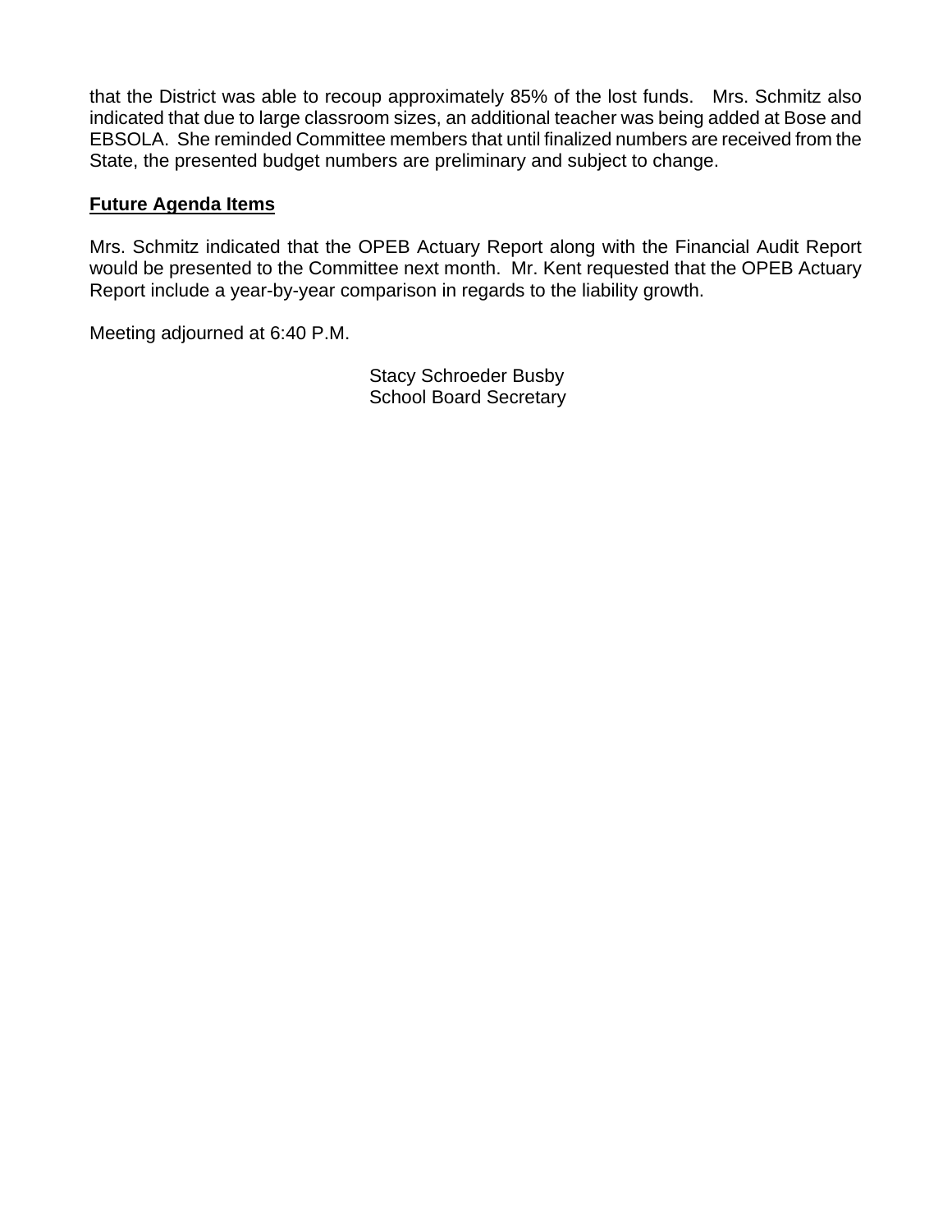that the District was able to recoup approximately 85% of the lost funds. Mrs. Schmitz also indicated that due to large classroom sizes, an additional teacher was being added at Bose and EBSOLA. She reminded Committee members that until finalized numbers are received from the State, the presented budget numbers are preliminary and subject to change.

**Future Agenda Items**

Mrs. Schmitz indicated that the OPEB Actuary Report along with the Financial Audit Report would be presented to the Committee next month. Mr. Kent requested that the OPEB Actuary Report include a year-by-year comparison in regards to the liability growth.

Meeting adjourned at 6:40 P.M.

Stacy Schroeder Busby
School Board Secretary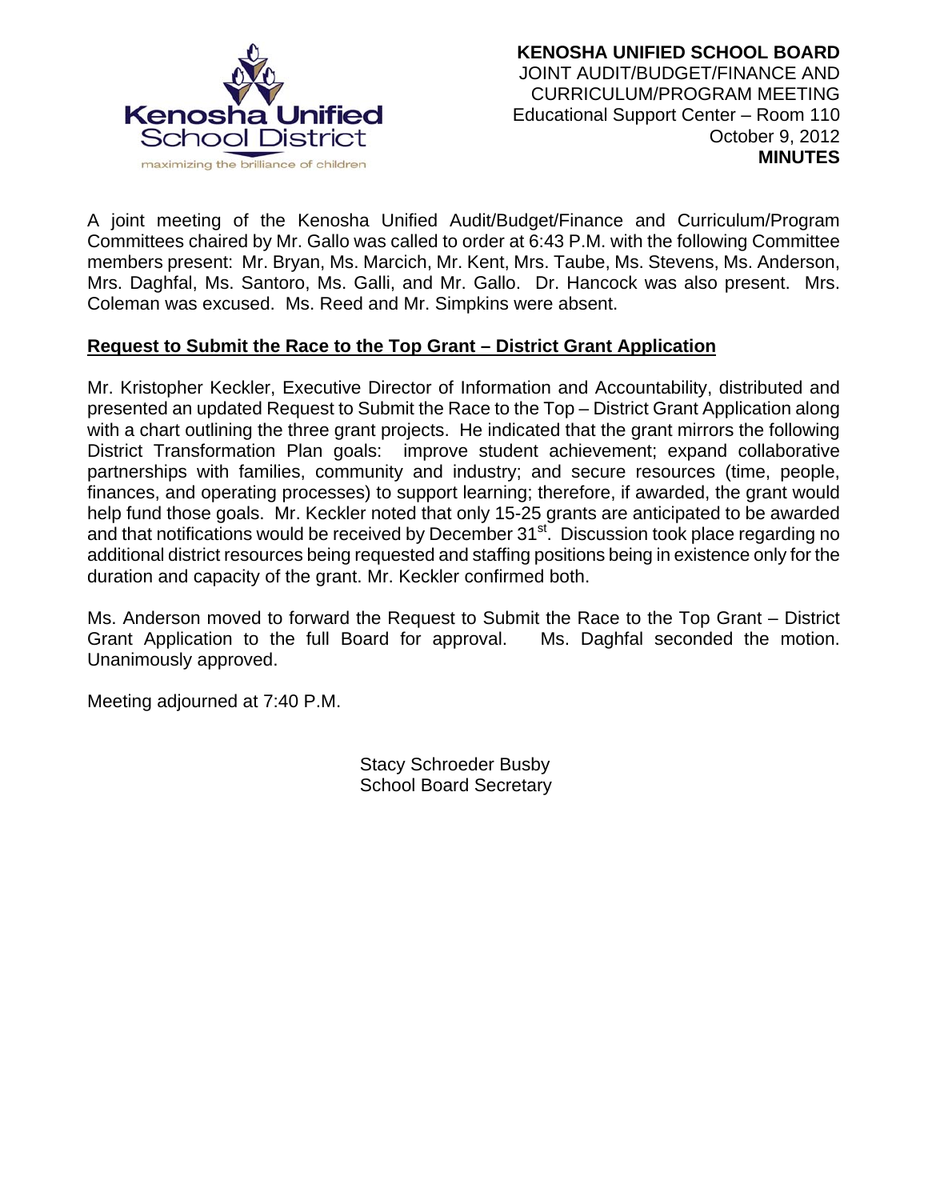**KENOSHA UNIFIED SCHOOL BOARD**
JOINT AUDIT/BUDGET/FINANCE AND CURRICULUM/PROGRAM MEETING
Educational Support Center – Room 110
October 9, 2012
**MINUTES**

A joint meeting of the Kenosha Unified Audit/Budget/Finance and Curriculum/Program Committees chaired by Mr. Gallo was called to order at 6:43 P.M. with the following Committee members present: Mr. Bryan, Ms. Marcich, Mr. Kent, Mrs. Taube, Ms. Stevens, Ms. Anderson, Mrs. Daghfal, Ms. Santoro, Ms. Galli, and Mr. Gallo. Dr. Hancock was also present. Mrs. Coleman was excused. Ms. Reed and Mr. Simpkins were absent.

**Request to Submit the Race to the Top Grant – District Grant Application**

Mr. Kristopher Keckler, Executive Director of Information and Accountability, distributed and presented an updated Request to Submit the Race to the Top – District Grant Application along with a chart outlining the three grant projects. He indicated that the grant mirrors the following District Transformation Plan goals: improve student achievement; expand collaborative partnerships with families, community and industry; and secure resources (time, people, finances, and operating processes) to support learning; therefore, if awarded, the grant would help fund those goals. Mr. Keckler noted that only 15-25 grants are anticipated to be awarded and that notifications would be received by December 31st. Discussion took place regarding no additional district resources being requested and staffing positions being in existence only for the duration and capacity of the grant. Mr. Keckler confirmed both.

Ms. Anderson moved to forward the Request to Submit the Race to the Top Grant – District Grant Application to the full Board for approval. Ms. Daghfal seconded the motion. Unanimously approved.

Meeting adjourned at 7:40 P.M.

Stacy Schroeder Busby
School Board Secretary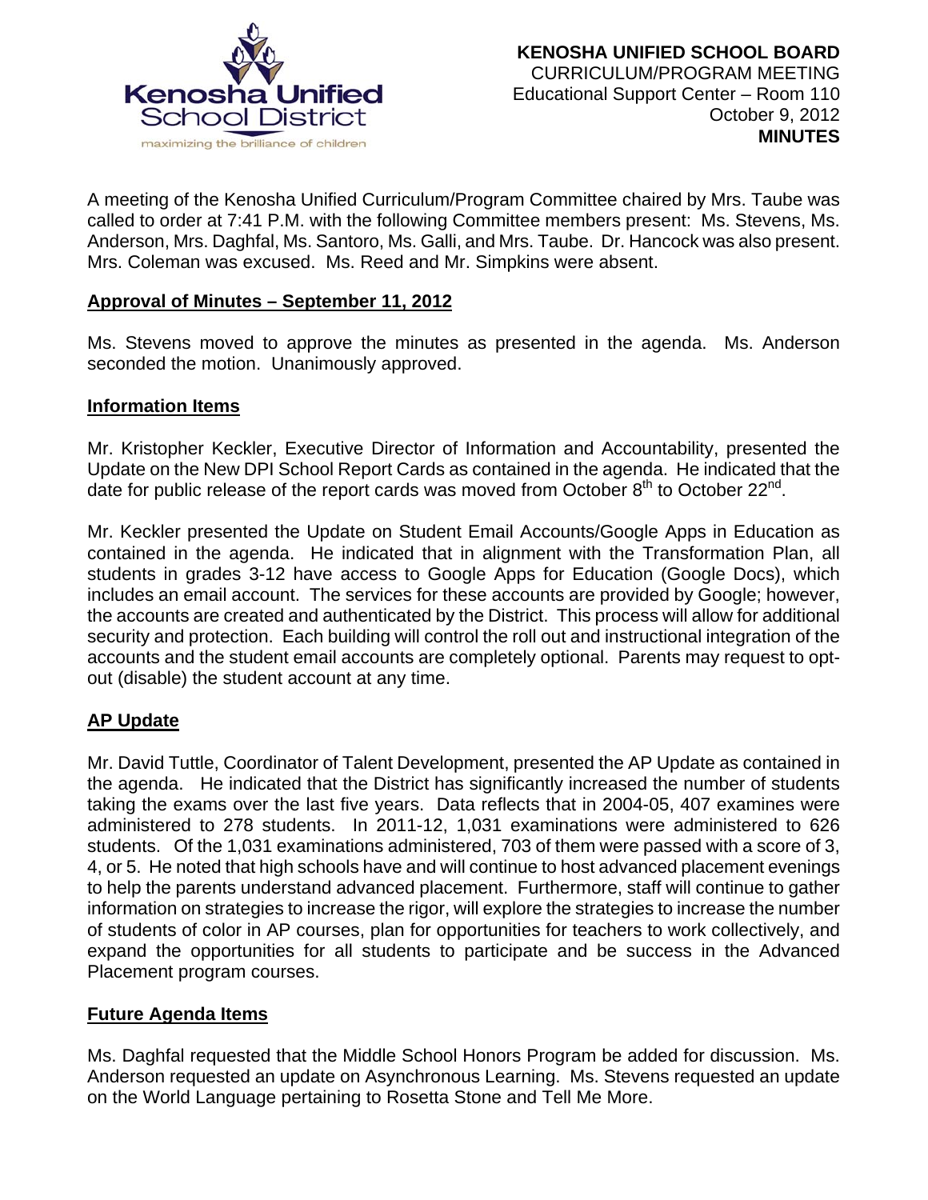**KENOSHA UNIFIED SCHOOL BOARD**
CURRICULUM/PROGRAM MEETING
Educational Support Center – Room 110
October 9, 2012
**MINUTES**

A meeting of the Kenosha Unified Curriculum/Program Committee chaired by Mrs. Taube was called to order at 7:41 P.M. with the following Committee members present: Ms. Stevens, Ms. Anderson, Mrs. Daghfal, Ms. Santoro, Ms. Galli, and Mrs. Taube. Dr. Hancock was also present. Mrs. Coleman was excused. Ms. Reed and Mr. Simpkins were absent.

**Approval of Minutes – September 11, 2012**

Ms. Stevens moved to approve the minutes as presented in the agenda. Ms. Anderson seconded the motion. Unanimously approved.

**Information Items**

Mr. Kristopher Keckler, Executive Director of Information and Accountability, presented the Update on the New DPI School Report Cards as contained in the agenda. He indicated that the date for public release of the report cards was moved from October 8th to October 22nd.

Mr. Keckler presented the Update on Student Email Accounts/Google Apps in Education as contained in the agenda. He indicated that in alignment with the Transformation Plan, all students in grades 3-12 have access to Google Apps for Education (Google Docs), which includes an email account. The services for these accounts are provided by Google; however, the accounts are created and authenticated by the District. This process will allow for additional security and protection. Each building will control the roll out and instructional integration of the accounts and the student email accounts are completely optional. Parents may request to opt-out (disable) the student account at any time.

**AP Update**

Mr. David Tuttle, Coordinator of Talent Development, presented the AP Update as contained in the agenda. He indicated that the District has significantly increased the number of students taking the exams over the last five years. Data reflects that in 2004-05, 407 examines were administered to 278 students. In 2011-12, 1,031 examinations were administered to 626 students. Of the 1,031 examinations administered, 703 of them were passed with a score of 3, 4, or 5. He noted that high schools have and will continue to host advanced placement evenings to help the parents understand advanced placement. Furthermore, staff will continue to gather information on strategies to increase the rigor, will explore the strategies to increase the number of students of color in AP courses, plan for opportunities for teachers to work collectively, and expand the opportunities for all students to participate and be success in the Advanced Placement program courses.

**Future Agenda Items**

Ms. Daghfal requested that the Middle School Honors Program be added for discussion. Ms. Anderson requested an update on Asynchronous Learning. Ms. Stevens requested an update on the World Language pertaining to Rosetta Stone and Tell Me More.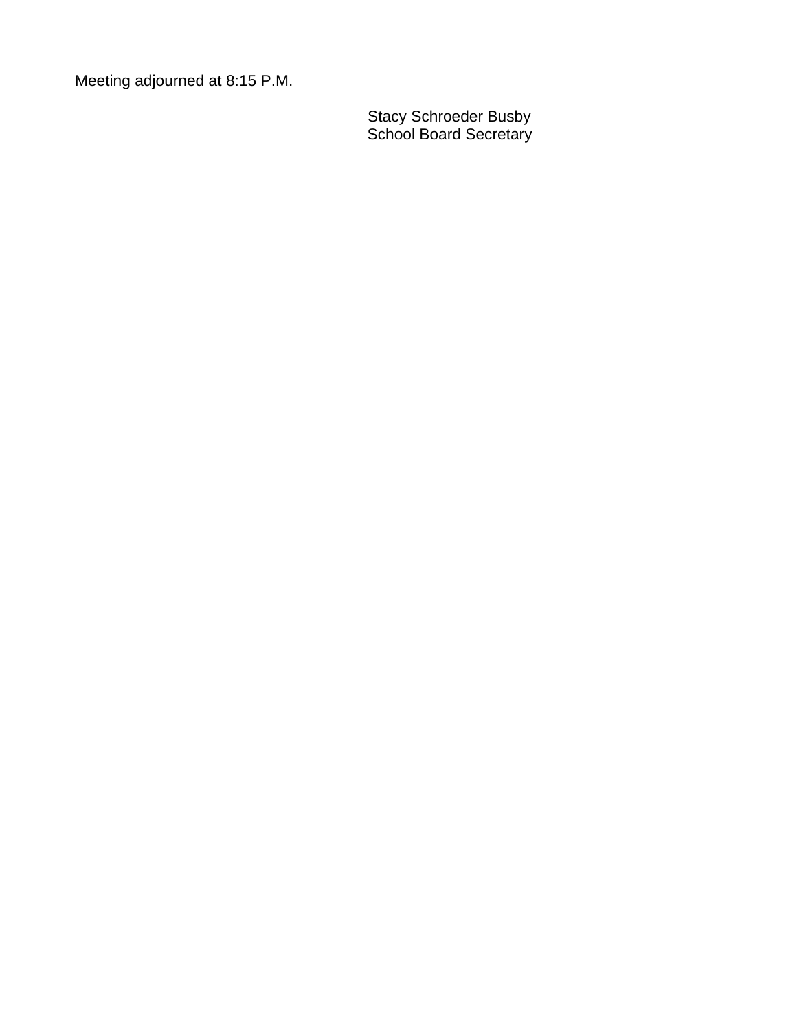Meeting adjourned at 8:15 P.M.

Stacy Schroeder Busby
School Board Secretary